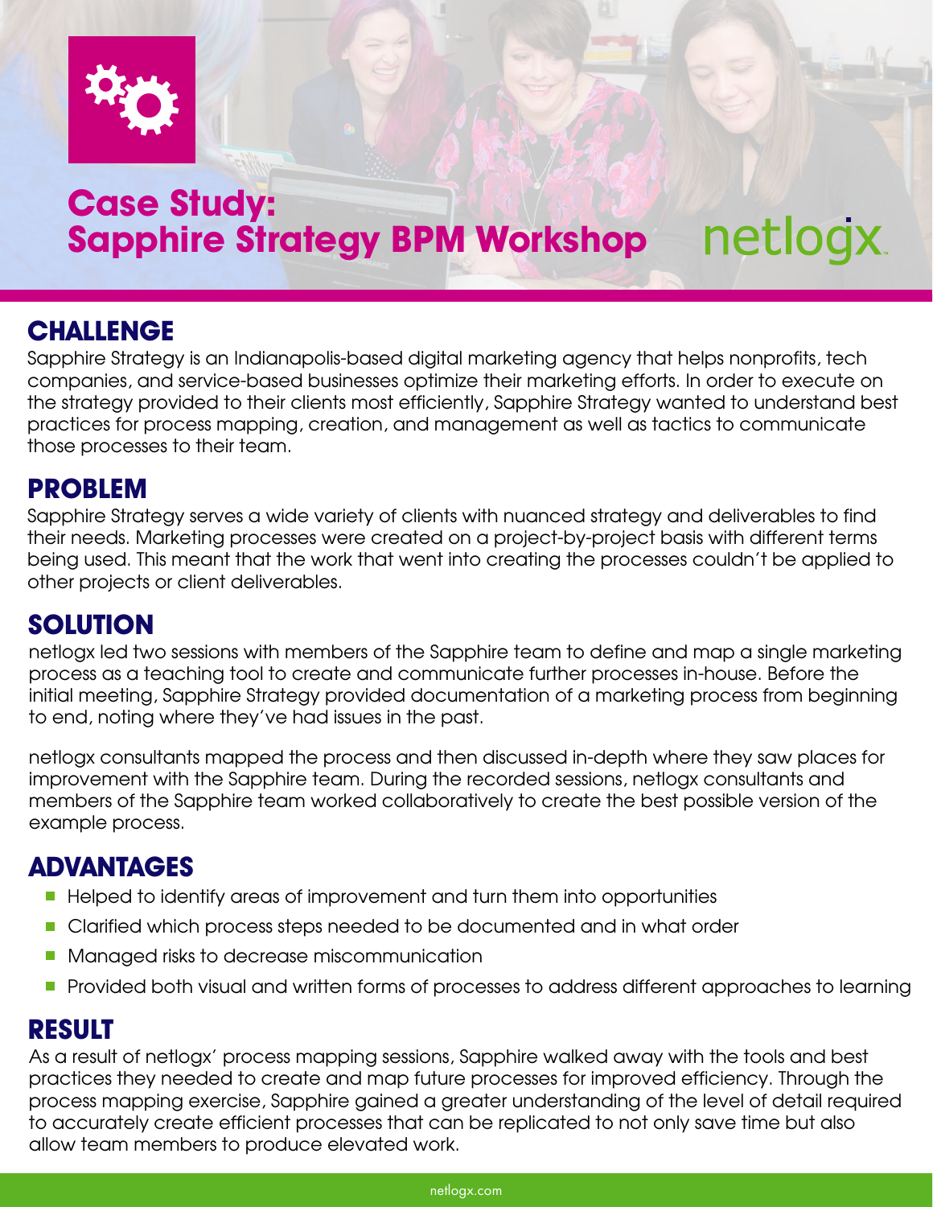# Case Study: Sapphire Strategy BPM Workshop

netlogx

## CHALLENGE

Sapphire Strategy is an Indianapolis-based digital marketing agency that helps nonprofits, tech companies, and service-based businesses optimize their marketing efforts. In order to execute on the strategy provided to their clients most efficiently, Sapphire Strategy wanted to understand best practices for process mapping, creation, and management as well as tactics to communicate those processes to their team.

## PROBLEM

Sapphire Strategy serves a wide variety of clients with nuanced strategy and deliverables to find their needs. Marketing processes were created on a project-by-project basis with different terms being used. This meant that the work that went into creating the processes couldn't be applied to other projects or client deliverables.

## SOLUTION

netlogx led two sessions with members of the Sapphire team to define and map a single marketing process as a teaching tool to create and communicate further processes in-house. Before the initial meeting, Sapphire Strategy provided documentation of a marketing process from beginning to end, noting where they've had issues in the past.

netlogx consultants mapped the process and then discussed in-depth where they saw places for improvement with the Sapphire team. During the recorded sessions, netlogx consultants and members of the Sapphire team worked collaboratively to create the best possible version of the example process.

## ADVANTAGES

- Helped to identify areas of improvement and turn them into opportunities
- Clarified which process steps needed to be documented and in what order
- Managed risks to decrease miscommunication
- Provided both visual and written forms of processes to address different approaches to learning

## RESULT

As a result of netlogx' process mapping sessions, Sapphire walked away with the tools and best practices they needed to create and map future processes for improved efficiency. Through the process mapping exercise, Sapphire gained a greater understanding of the level of detail required to accurately create efficient processes that can be replicated to not only save time but also allow team members to produce elevated work.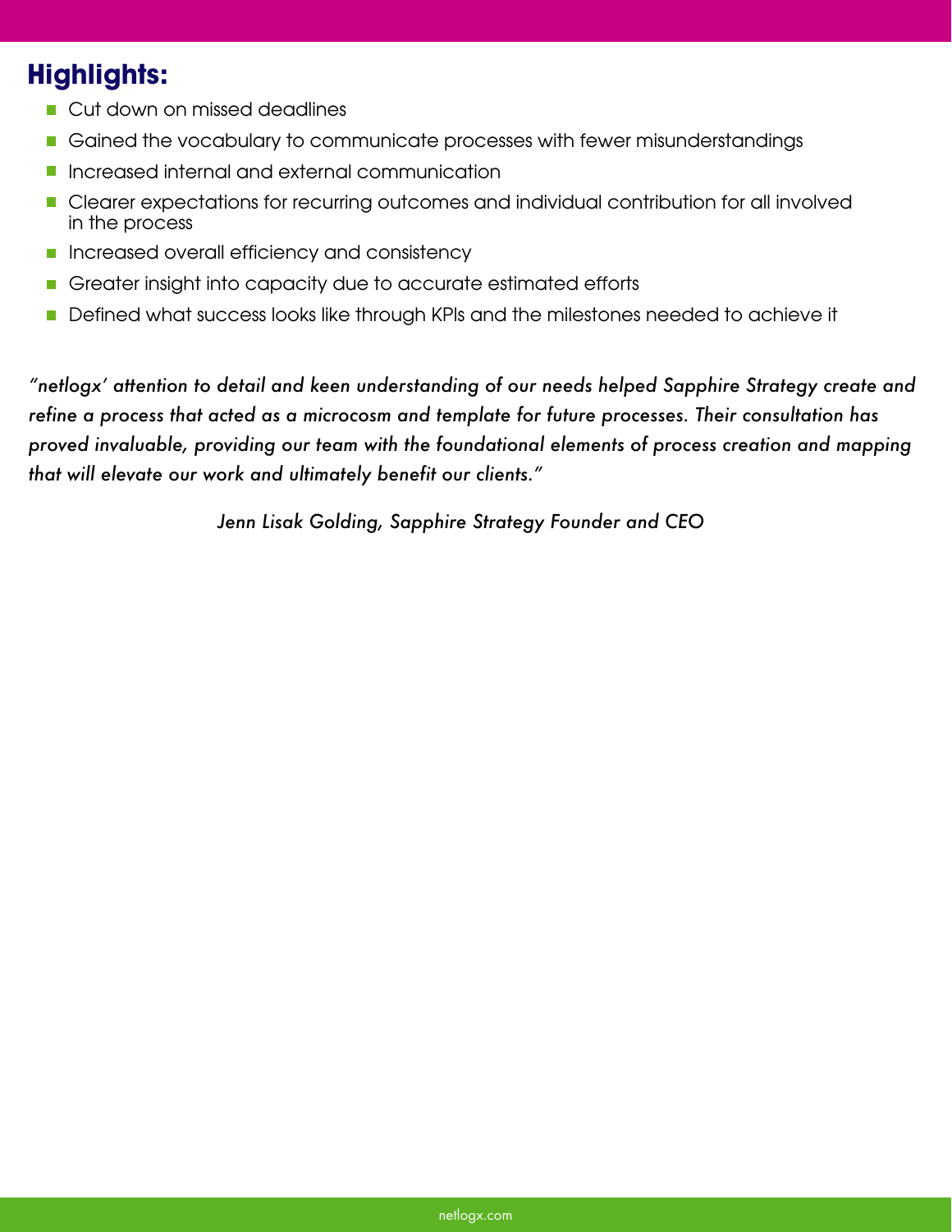## Highlights:

- Cut down on missed deadlines
- Gained the vocabulary to communicate processes with fewer misunderstandings
- Increased internal and external communication
- Clearer expectations for recurring outcomes and individual contribution for all involved in the process
- Increased overall efficiency and consistency
- Greater insight into capacity due to accurate estimated efforts
- Defined what success looks like through KPIs and the milestones needed to achieve it

*"netlogx' attention to detail and keen understanding of our needs helped Sapphire Strategy create and refine a process that acted as a microcosm and template for future processes. Their consultation has proved invaluable, providing our team with the foundational elements of process creation and mapping that will elevate our work and ultimately benefit our clients."*

*Jenn Lisak Golding, Sapphire Strategy Founder and CEO*